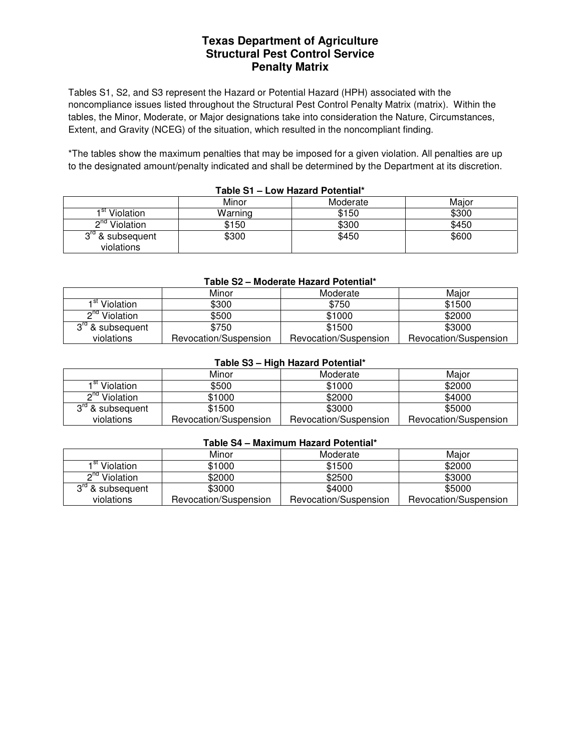# Texas Department of Agriculture
# Structural Pest Control Service
# Penalty Matrix

Tables S1, S2, and S3 represent the Hazard or Potential Hazard (HPH) associated with the noncompliance issues listed throughout the Structural Pest Control Penalty Matrix (matrix). Within the tables, the Minor, Moderate, or Major designations take into consideration the Nature, Circumstances, Extent, and Gravity (NCEG) of the situation, which resulted in the noncompliant finding.

*The tables show the maximum penalties that may be imposed for a given violation. All penalties are up to the designated amount/penalty indicated and shall be determined by the Department at its discretion.

**Table S1 – Low Hazard Potential***

| | Minor | Moderate | Major |
|---|---|---|---|
| 1st Violation | Warning | $150 | $300 |
| 2nd Violation | $150 | $300 | $450 |
| 3rd & subsequent violations | $300 | $450 | $600 |

**Table S2 – Moderate Hazard Potential***

| | Minor | Moderate | Major |
|---|---|---|---|
| 1st Violation | $300 | $750 | $1500 |
| 2nd Violation | $500 | $1000 | $2000 |
| 3rd & subsequent violations | $750 Revocation/Suspension | $1500 Revocation/Suspension | $3000 Revocation/Suspension |

**Table S3 – High Hazard Potential***

| | Minor | Moderate | Major |
|---|---|---|---|
| 1st Violation | $500 | $1000 | $2000 |
| 2nd Violation | $1000 | $2000 | $4000 |
| 3rd & subsequent violations | $1500 Revocation/Suspension | $3000 Revocation/Suspension | $5000 Revocation/Suspension |

**Table S4 – Maximum Hazard Potential***

| | Minor | Moderate | Major |
|---|---|---|---|
| 1st Violation | $1000 | $1500 | $2000 |
| 2nd Violation | $2000 | $2500 | $3000 |
| 3rd & subsequent violations | $3000 Revocation/Suspension | $4000 Revocation/Suspension | $5000 Revocation/Suspension |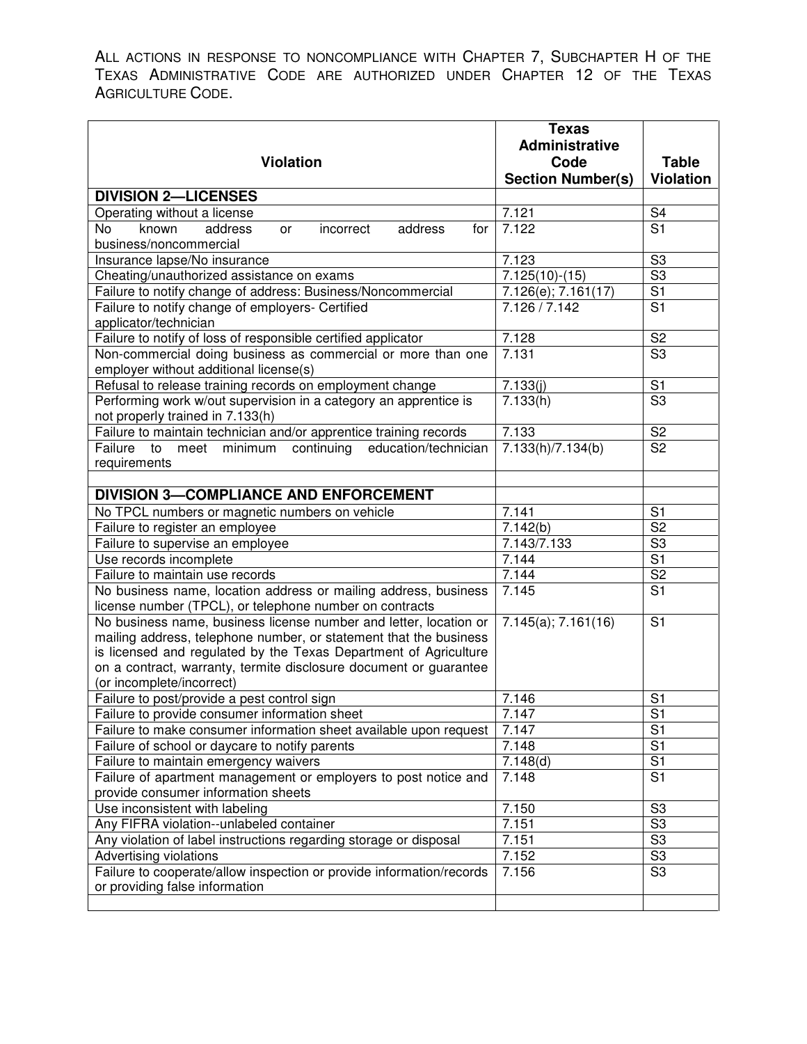All actions in response to noncompliance with Chapter 7, Subchapter H of the Texas Administrative Code are authorized under Chapter 12 of the Texas Agriculture Code.

| Violation | Texas Administrative Code Section Number(s) | Table Violation |
|---|---|---|
| **DIVISION 2—LICENSES** | | |
| Operating without a license | 7.121 | S4 |
| No known address or incorrect address for business/noncommercial | 7.122 | S1 |
| Insurance lapse/No insurance | 7.123 | S3 |
| Cheating/unauthorized assistance on exams | 7.125(10)-(15) | S3 |
| Failure to notify change of address: Business/Noncommercial | 7.126(e); 7.161(17) | S1 |
| Failure to notify change of employers- Certified applicator/technician | 7.126 / 7.142 | S1 |
| Failure to notify of loss of responsible certified applicator | 7.128 | S2 |
| Non-commercial doing business as commercial or more than one employer without additional license(s) | 7.131 | S3 |
| Refusal to release training records on employment change | 7.133(j) | S1 |
| Performing work w/out supervision in a category an apprentice is not properly trained in 7.133(h) | 7.133(h) | S3 |
| Failure to maintain technician and/or apprentice training records | 7.133 | S2 |
| Failure to meet minimum continuing education/technician requirements | 7.133(h)/7.134(b) | S2 |
| | | |
| **DIVISION 3—COMPLIANCE AND ENFORCEMENT** | | |
| No TPCL numbers or magnetic numbers on vehicle | 7.141 | S1 |
| Failure to register an employee | 7.142(b) | S2 |
| Failure to supervise an employee | 7.143/7.133 | S3 |
| Use records incomplete | 7.144 | S1 |
| Failure to maintain use records | 7.144 | S2 |
| No business name, location address or mailing address, business license number (TPCL), or telephone number on contracts | 7.145 | S1 |
| No business name, business license number and letter, location or mailing address, telephone number, or statement that the business is licensed and regulated by the Texas Department of Agriculture on a contract, warranty, termite disclosure document or guarantee (or incomplete/incorrect) | 7.145(a); 7.161(16) | S1 |
| Failure to post/provide a pest control sign | 7.146 | S1 |
| Failure to provide consumer information sheet | 7.147 | S1 |
| Failure to make consumer information sheet available upon request | 7.147 | S1 |
| Failure of school or daycare to notify parents | 7.148 | S1 |
| Failure to maintain emergency waivers | 7.148(d) | S1 |
| Failure of apartment management or employers to post notice and provide consumer information sheets | 7.148 | S1 |
| Use inconsistent with labeling | 7.150 | S3 |
| Any FIFRA violation--unlabeled container | 7.151 | S3 |
| Any violation of label instructions regarding storage or disposal | 7.151 | S3 |
| Advertising violations | 7.152 | S3 |
| Failure to cooperate/allow inspection or provide information/records or providing false information | 7.156 | S3 |
| | | |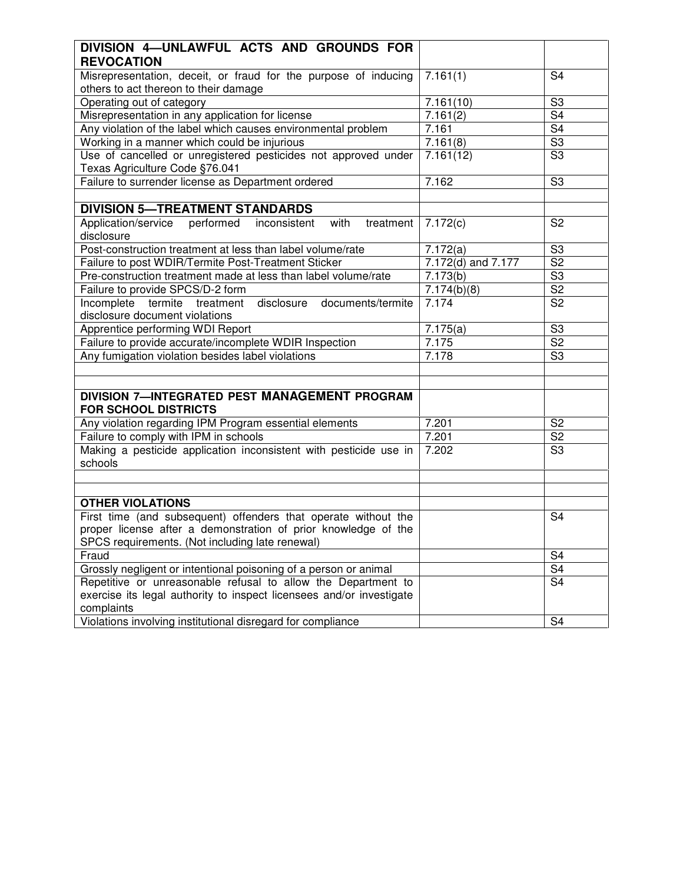| | | |
|---|---|---|
| **DIVISION 4—UNLAWFUL ACTS AND GROUNDS FOR REVOCATION** | | |
| Misrepresentation, deceit, or fraud for the purpose of inducing others to act thereon to their damage | 7.161(1) | S4 |
| Operating out of category | 7.161(10) | S3 |
| Misrepresentation in any application for license | 7.161(2) | S4 |
| Any violation of the label which causes environmental problem | 7.161 | S4 |
| Working in a manner which could be injurious | 7.161(8) | S3 |
| Use of cancelled or unregistered pesticides not approved under Texas Agriculture Code §76.041 | 7.161(12) | S3 |
| Failure to surrender license as Department ordered | 7.162 | S3 |
| | | |
| **DIVISION 5—TREATMENT STANDARDS** | | |
| Application/service performed inconsistent with treatment disclosure | 7.172(c) | S2 |
| Post-construction treatment at less than label volume/rate | 7.172(a) | S3 |
| Failure to post WDIR/Termite Post-Treatment Sticker | 7.172(d) and 7.177 | S2 |
| Pre-construction treatment made at less than label volume/rate | 7.173(b) | S3 |
| Failure to provide SPCS/D-2 form | 7.174(b)(8) | S2 |
| Incomplete termite treatment disclosure documents/termite disclosure document violations | 7.174 | S2 |
| Apprentice performing WDI Report | 7.175(a) | S3 |
| Failure to provide accurate/incomplete WDIR Inspection | 7.175 | S2 |
| Any fumigation violation besides label violations | 7.178 | S3 |
| | | |
| | | |
| **DIVISION 7—INTEGRATED PEST MANAGEMENT PROGRAM FOR SCHOOL DISTRICTS** | | |
| Any violation regarding IPM Program essential elements | 7.201 | S2 |
| Failure to comply with IPM in schools | 7.201 | S2 |
| Making a pesticide application inconsistent with pesticide use in schools | 7.202 | S3 |
| | | |
| | | |
| **OTHER VIOLATIONS** | | |
| First time (and subsequent) offenders that operate without the proper license after a demonstration of prior knowledge of the SPCS requirements. (Not including late renewal) | | S4 |
| Fraud | | S4 |
| Grossly negligent or intentional poisoning of a person or animal | | S4 |
| Repetitive or unreasonable refusal to allow the Department to exercise its legal authority to inspect licensees and/or investigate complaints | | S4 |
| Violations involving institutional disregard for compliance | | S4 |